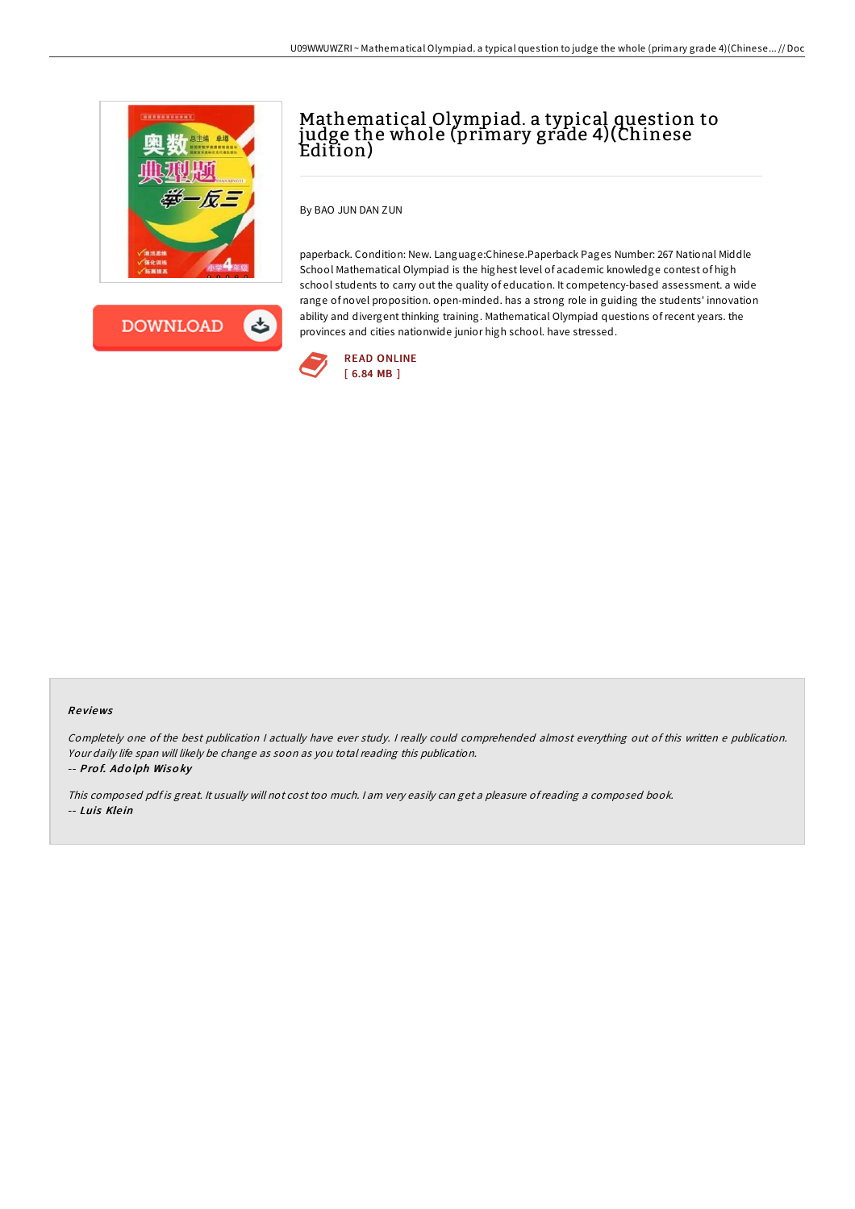# Mathematical Olympiad. a typical question to judge the whole (primary grade 4)(Chinese Edition)

By BAO JUN DAN ZUN

paperback. Condition: New. Language:Chinese.Paperback Pages Number: 267 National Middle School Mathematical Olympiad is the highest level of academic knowledge contest of high school students to carry out the quality of education. It competency-based assessment. a wide range of novel proposition. open-minded. has a strong role in guiding the students' innovation ability and divergent thinking training. Mathematical Olympiad questions of recent years. the provinces and cities nationwide junior high school. have stressed.

READ ONLINE
[ 6.84 MB ]

### Reviews

*Completely one of the best publication I actually have ever study. I really could comprehended almost everything out of this written e publication. Your daily life span will likely be change as soon as you total reading this publication.*

-- ***Prof. Adolph Wisoky***

*This composed pdf is great. It usually will not cost too much. I am very easily can get a pleasure of reading a composed book.*

-- ***Luis Klein***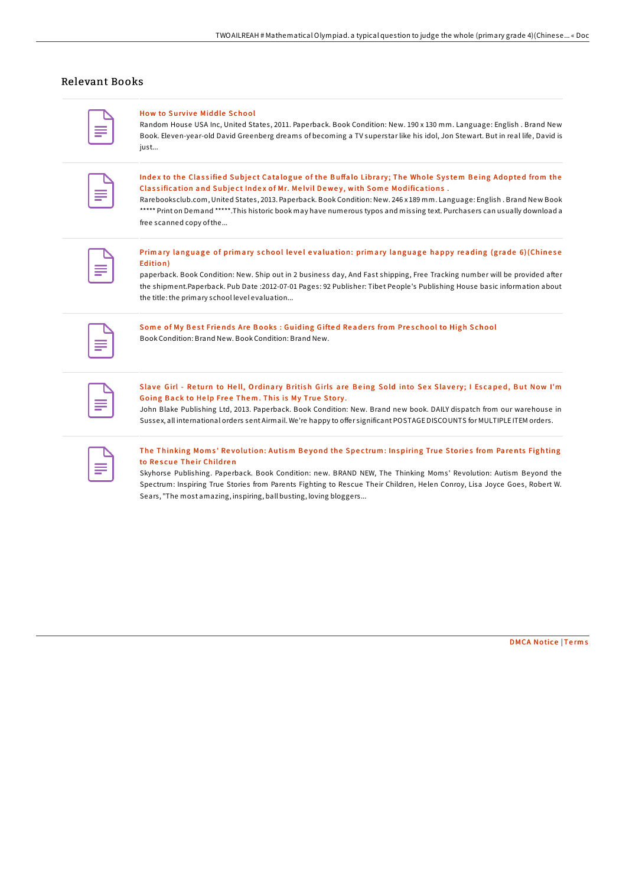## Relevant Books

**How to Survive Middle School**

Random House USA Inc, United States, 2011. Paperback. Book Condition: New. 190 x 130 mm. Language: English . Brand New Book. Eleven-year-old David Greenberg dreams of becoming a TV superstar like his idol, Jon Stewart. But in real life, David is just...

**Index to the Classified Subject Catalogue of the Buffalo Library; The Whole System Being Adopted from the Classification and Subject Index of Mr. Melvil Dewey, with Some Modifications .**

Rarebooksclub.com, United States, 2013. Paperback. Book Condition: New. 246 x 189 mm. Language: English . Brand New Book ***** Print on Demand *****.This historic book may have numerous typos and missing text. Purchasers can usually download a free scanned copy of the...

**Primary language of primary school level evaluation: primary language happy reading (grade 6)(Chinese Edition)**

paperback. Book Condition: New. Ship out in 2 business day, And Fast shipping, Free Tracking number will be provided after the shipment.Paperback. Pub Date :2012-07-01 Pages: 92 Publisher: Tibet People's Publishing House basic information about the title: the primary school level evaluation...

**Some of My Best Friends Are Books : Guiding Gifted Readers from Preschool to High School**

Book Condition: Brand New. Book Condition: Brand New.

**Slave Girl - Return to Hell, Ordinary British Girls are Being Sold into Sex Slavery; I Escaped, But Now I'm Going Back to Help Free Them. This is My True Story.**

John Blake Publishing Ltd, 2013. Paperback. Book Condition: New. Brand new book. DAILY dispatch from our warehouse in Sussex, all international orders sent Airmail. We're happy to offer significant POSTAGE DISCOUNTS for MULTIPLE ITEM orders.

**The Thinking Moms' Revolution: Autism Beyond the Spectrum: Inspiring True Stories from Parents Fighting to Rescue Their Children**

Skyhorse Publishing. Paperback. Book Condition: new. BRAND NEW, The Thinking Moms' Revolution: Autism Beyond the Spectrum: Inspiring True Stories from Parents Fighting to Rescue Their Children, Helen Conroy, Lisa Joyce Goes, Robert W. Sears, "The most amazing, inspiring, ball busting, loving bloggers...

DMCA Notice | Terms